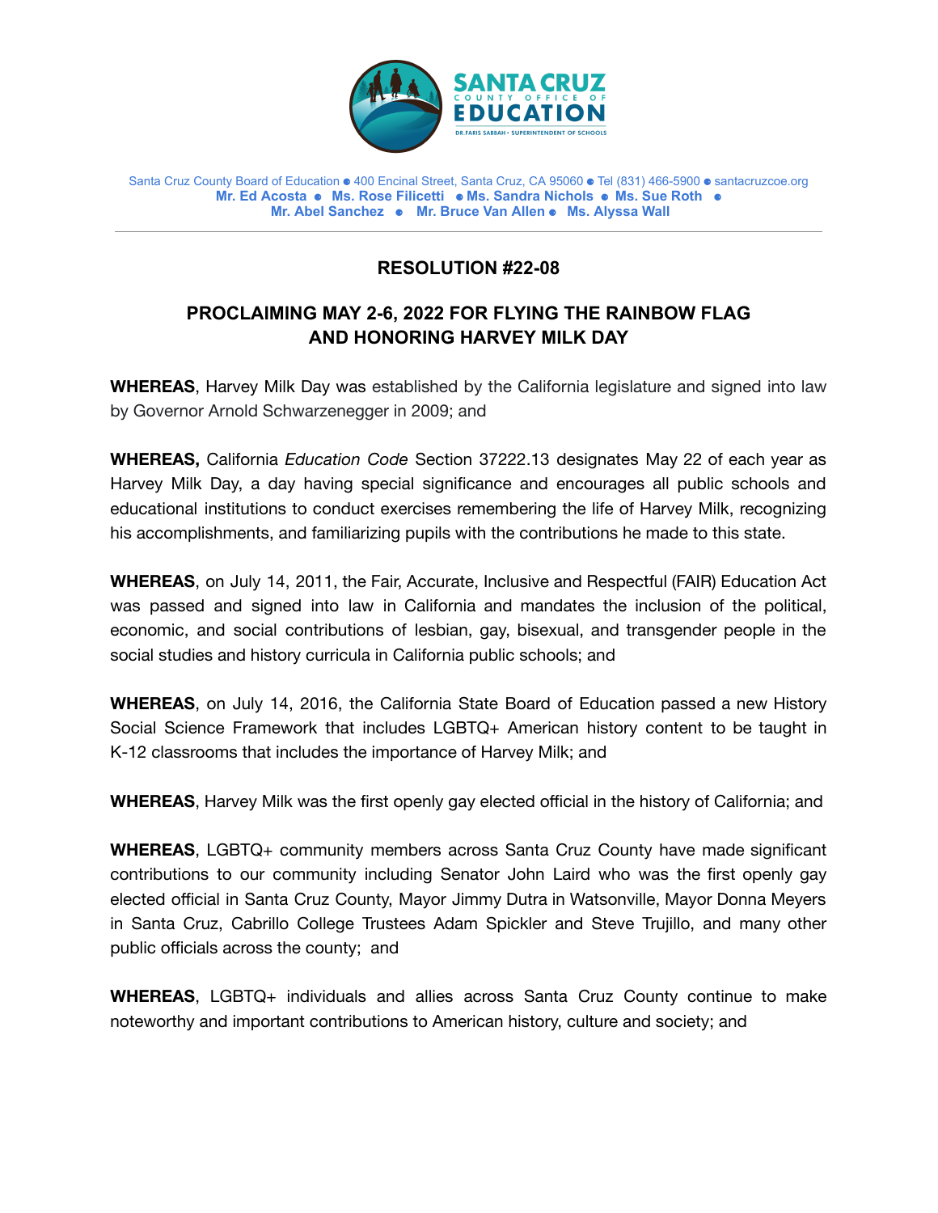SANTA CRUZ COUNTY OFFICE OF EDUCATION

DR. FARIS SABBAH • SUPERINTENDENT OF SCHOOLS

Santa Cruz County Board of Education ● 400 Encinal Street, Santa Cruz, CA 95060 ● Tel (831) 466-5900 ● santacruzcoe.org
**Mr. Ed Acosta ● Ms. Rose Filicetti ● Ms. Sandra Nichols ● Ms. Sue Roth ● Mr. Abel Sanchez ● Mr. Bruce Van Allen ● Ms. Alyssa Wall**

---

## RESOLUTION #22-08

## PROCLAIMING MAY 2-6, 2022 FOR FLYING THE RAINBOW FLAG AND HONORING HARVEY MILK DAY

**WHEREAS**, Harvey Milk Day was established by the California legislature and signed into law by Governor Arnold Schwarzenegger in 2009; and

**WHEREAS,** California *Education Code* Section 37222.13 designates May 22 of each year as Harvey Milk Day, a day having special significance and encourages all public schools and educational institutions to conduct exercises remembering the life of Harvey Milk, recognizing his accomplishments, and familiarizing pupils with the contributions he made to this state.

**WHEREAS**, on July 14, 2011, the Fair, Accurate, Inclusive and Respectful (FAIR) Education Act was passed and signed into law in California and mandates the inclusion of the political, economic, and social contributions of lesbian, gay, bisexual, and transgender people in the social studies and history curricula in California public schools; and

**WHEREAS**, on July 14, 2016, the California State Board of Education passed a new History Social Science Framework that includes LGBTQ+ American history content to be taught in K-12 classrooms that includes the importance of Harvey Milk; and

**WHEREAS**, Harvey Milk was the first openly gay elected official in the history of California; and

**WHEREAS**, LGBTQ+ community members across Santa Cruz County have made significant contributions to our community including Senator John Laird who was the first openly gay elected official in Santa Cruz County, Mayor Jimmy Dutra in Watsonville, Mayor Donna Meyers in Santa Cruz, Cabrillo College Trustees Adam Spickler and Steve Trujillo, and many other public officials across the county; and

**WHEREAS**, LGBTQ+ individuals and allies across Santa Cruz County continue to make noteworthy and important contributions to American history, culture and society; and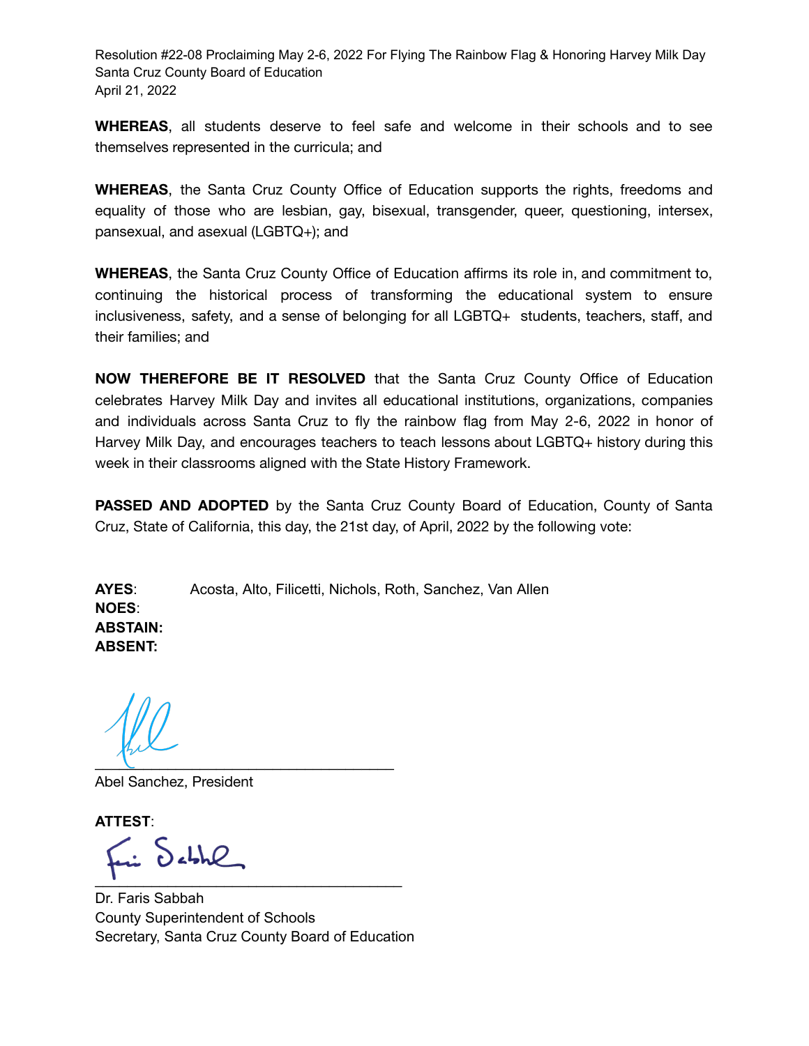Resolution #22-08 Proclaiming May 2-6, 2022 For Flying The Rainbow Flag & Honoring Harvey Milk Day
Santa Cruz County Board of Education
April 21, 2022

**WHEREAS**, all students deserve to feel safe and welcome in their schools and to see themselves represented in the curricula; and

**WHEREAS**, the Santa Cruz County Office of Education supports the rights, freedoms and equality of those who are lesbian, gay, bisexual, transgender, queer, questioning, intersex, pansexual, and asexual (LGBTQ+); and

**WHEREAS**, the Santa Cruz County Office of Education affirms its role in, and commitment to, continuing the historical process of transforming the educational system to ensure inclusiveness, safety, and a sense of belonging for all LGBTQ+ students, teachers, staff, and their families; and

**NOW THEREFORE BE IT RESOLVED** that the Santa Cruz County Office of Education celebrates Harvey Milk Day and invites all educational institutions, organizations, companies and individuals across Santa Cruz to fly the rainbow flag from May 2-6, 2022 in honor of Harvey Milk Day, and encourages teachers to teach lessons about LGBTQ+ history during this week in their classrooms aligned with the State History Framework.

**PASSED AND ADOPTED** by the Santa Cruz County Board of Education, County of Santa Cruz, State of California, this day, the 21st day, of April, 2022 by the following vote:

**AYES**: Acosta, Alto, Filicetti, Nichols, Roth, Sanchez, Van Allen
**NOES**:
**ABSTAIN:**
**ABSENT:**

\_\_\_\_\_\_\_\_\_\_\_\_\_\_\_\_\_\_\_\_\_\_\_\_\_\_\_\_\_\_\_\_\_\_\_\_
Abel Sanchez, President

**ATTEST**:

\_\_\_\_\_\_\_\_\_\_\_\_\_\_\_\_\_\_\_\_\_\_\_\_\_\_\_\_\_\_\_\_\_\_\_\_
Dr. Faris Sabbah
County Superintendent of Schools
Secretary, Santa Cruz County Board of Education